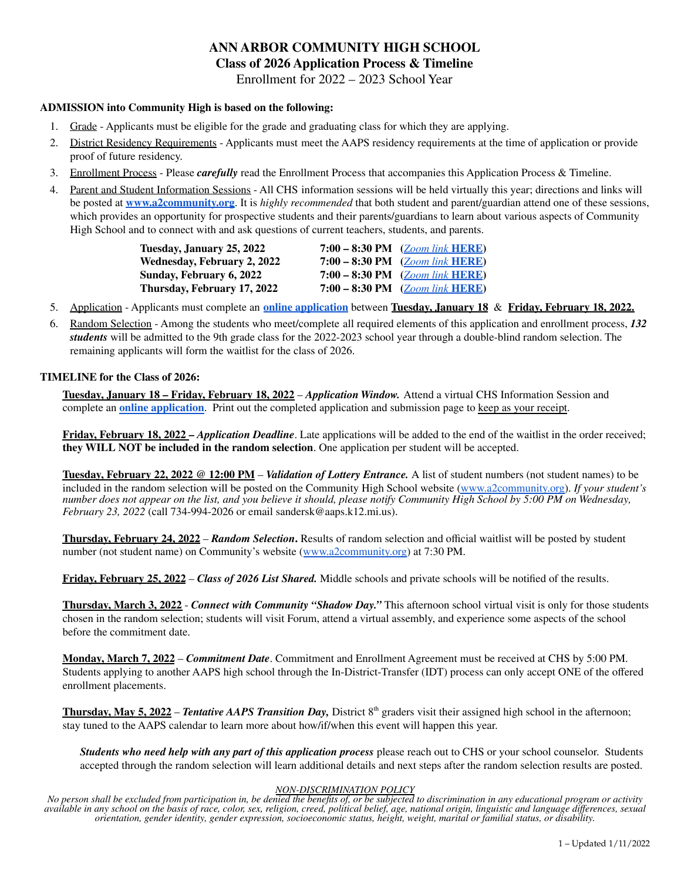# ANN ARBOR COMMUNITY HIGH SCHOOL

## Class of 2026 Application Process & Timeline

Enrollment for 2022 – 2023 School Year

**ADMISSION into Community High is based on the following:**

1. Grade - Applicants must be eligible for the grade and graduating class for which they are applying.
2. District Residency Requirements - Applicants must meet the AAPS residency requirements at the time of application or provide proof of future residency.
3. Enrollment Process - Please ***carefully*** read the Enrollment Process that accompanies this Application Process & Timeline.
4. Parent and Student Information Sessions - All CHS information sessions will be held virtually this year; directions and links will be posted at **www.a2community.org**. It is *highly recommended* that both student and parent/guardian attend one of these sessions, which provides an opportunity for prospective students and their parents/guardians to learn about various aspects of Community High School and to connect with and ask questions of current teachers, students, and parents.

| | | |
|---|---|---|
| **Tuesday, January 25, 2022** | **7:00 – 8:30 PM** | (*Zoom link* **HERE**) |
| **Wednesday, February 2, 2022** | **7:00 – 8:30 PM** | (*Zoom link* **HERE**) |
| **Sunday, February 6, 2022** | **7:00 – 8:30 PM** | (*Zoom link* **HERE**) |
| **Thursday, February 17, 2022** | **7:00 – 8:30 PM** | (*Zoom link* **HERE**) |

5. Application - Applicants must complete an **online application** between **Tuesday, January 18** & **Friday, February 18, 2022.**
6. Random Selection - Among the students who meet/complete all required elements of this application and enrollment process, ***132 students*** will be admitted to the 9th grade class for the 2022-2023 school year through a double-blind random selection. The remaining applicants will form the waitlist for the class of 2026.

**TIMELINE for the Class of 2026:**

**Tuesday, January 18 – Friday, February 18, 2022** – ***Application Window.*** Attend a virtual CHS Information Session and complete an **online application**. Print out the completed application and submission page to keep as your receipt.

**Friday, February 18, 2022 –** ***Application Deadline***. Late applications will be added to the end of the waitlist in the order received; **they WILL NOT be included in the random selection**. One application per student will be accepted.

**Tuesday, February 22, 2022 @ 12:00 PM** – ***Validation of Lottery Entrance.*** A list of student numbers (not student names) to be included in the random selection will be posted on the Community High School website (www.a2community.org). *If your student's number does not appear on the list, and you believe it should, please notify Community High School by 5:00 PM on Wednesday, February 23, 2022* (call 734-994-2026 or email sandersk@aaps.k12.mi.us).

**Thursday, February 24, 2022** – ***Random Selection*.** Results of random selection and official waitlist will be posted by student number (not student name) on Community's website (www.a2community.org) at 7:30 PM.

**Friday, February 25, 2022** – ***Class of 2026 List Shared.*** Middle schools and private schools will be notified of the results.

**Thursday, March 3, 2022** - ***Connect with Community "Shadow Day."*** This afternoon school virtual visit is only for those students chosen in the random selection; students will visit Forum, attend a virtual assembly, and experience some aspects of the school before the commitment date.

**Monday, March 7, 2022** – ***Commitment Date***. Commitment and Enrollment Agreement must be received at CHS by 5:00 PM. Students applying to another AAPS high school through the In-District-Transfer (IDT) process can only accept ONE of the offered enrollment placements.

**Thursday, May 5, 2022** – ***Tentative AAPS Transition Day,*** District 8th graders visit their assigned high school in the afternoon; stay tuned to the AAPS calendar to learn more about how/if/when this event will happen this year.

***Students who need help with any part of this application process*** please reach out to CHS or your school counselor. Students accepted through the random selection will learn additional details and next steps after the random selection results are posted.

*NON-DISCRIMINATION POLICY*

*No person shall be excluded from participation in, be denied the benefits of, or be subjected to discrimination in any educational program or activity available in any school on the basis of race, color, sex, religion, creed, political belief, age, national origin, linguistic and language differences, sexual orientation, gender identity, gender expression, socioeconomic status, height, weight, marital or familial status, or disability.*

1 – Updated 1/11/2022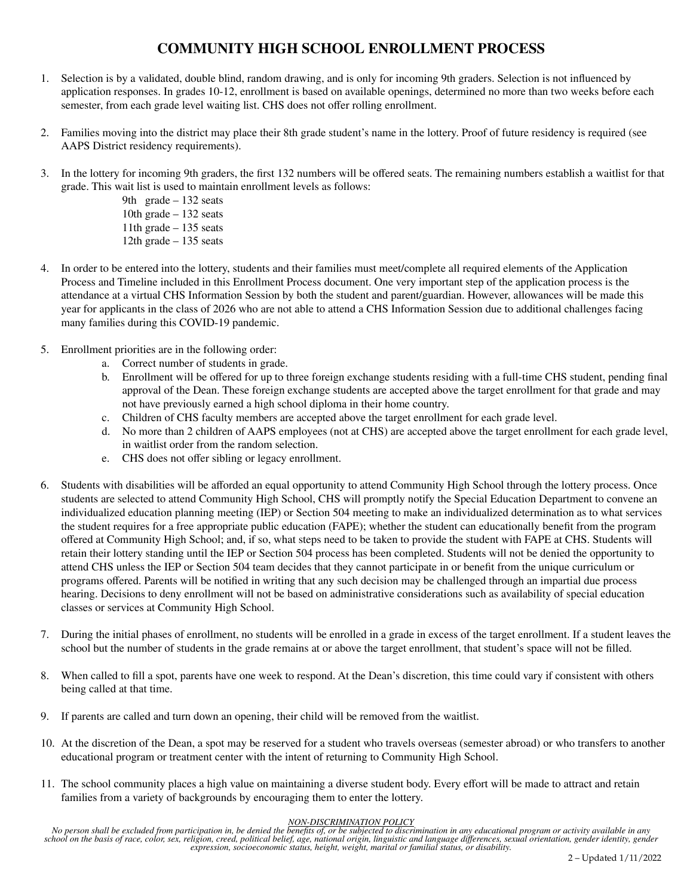# COMMUNITY HIGH SCHOOL ENROLLMENT PROCESS

1. Selection is by a validated, double blind, random drawing, and is only for incoming 9th graders. Selection is not influenced by application responses. In grades 10-12, enrollment is based on available openings, determined no more than two weeks before each semester, from each grade level waiting list. CHS does not offer rolling enrollment.

2. Families moving into the district may place their 8th grade student's name in the lottery. Proof of future residency is required (see AAPS District residency requirements).

3. In the lottery for incoming 9th graders, the first 132 numbers will be offered seats. The remaining numbers establish a waitlist for that grade. This wait list is used to maintain enrollment levels as follows:
   - 9th grade – 132 seats
   - 10th grade – 132 seats
   - 11th grade – 135 seats
   - 12th grade – 135 seats

4. In order to be entered into the lottery, students and their families must meet/complete all required elements of the Application Process and Timeline included in this Enrollment Process document. One very important step of the application process is the attendance at a virtual CHS Information Session by both the student and parent/guardian. However, allowances will be made this year for applicants in the class of 2026 who are not able to attend a CHS Information Session due to additional challenges facing many families during this COVID-19 pandemic.

5. Enrollment priorities are in the following order:
   a. Correct number of students in grade.
   b. Enrollment will be offered for up to three foreign exchange students residing with a full-time CHS student, pending final approval of the Dean. These foreign exchange students are accepted above the target enrollment for that grade and may not have previously earned a high school diploma in their home country.
   c. Children of CHS faculty members are accepted above the target enrollment for each grade level.
   d. No more than 2 children of AAPS employees (not at CHS) are accepted above the target enrollment for each grade level, in waitlist order from the random selection.
   e. CHS does not offer sibling or legacy enrollment.

6. Students with disabilities will be afforded an equal opportunity to attend Community High School through the lottery process. Once students are selected to attend Community High School, CHS will promptly notify the Special Education Department to convene an individualized education planning meeting (IEP) or Section 504 meeting to make an individualized determination as to what services the student requires for a free appropriate public education (FAPE); whether the student can educationally benefit from the program offered at Community High School; and, if so, what steps need to be taken to provide the student with FAPE at CHS. Students will retain their lottery standing until the IEP or Section 504 process has been completed. Students will not be denied the opportunity to attend CHS unless the IEP or Section 504 team decides that they cannot participate in or benefit from the unique curriculum or programs offered. Parents will be notified in writing that any such decision may be challenged through an impartial due process hearing. Decisions to deny enrollment will not be based on administrative considerations such as availability of special education classes or services at Community High School.

7. During the initial phases of enrollment, no students will be enrolled in a grade in excess of the target enrollment. If a student leaves the school but the number of students in the grade remains at or above the target enrollment, that student's space will not be filled.

8. When called to fill a spot, parents have one week to respond. At the Dean's discretion, this time could vary if consistent with others being called at that time.

9. If parents are called and turn down an opening, their child will be removed from the waitlist.

10. At the discretion of the Dean, a spot may be reserved for a student who travels overseas (semester abroad) or who transfers to another educational program or treatment center with the intent of returning to Community High School.

11. The school community places a high value on maintaining a diverse student body. Every effort will be made to attract and retain families from a variety of backgrounds by encouraging them to enter the lottery.

*NON-DISCRIMINATION POLICY*

*No person shall be excluded from participation in, be denied the benefits of, or be subjected to discrimination in any educational program or activity available in any school on the basis of race, color, sex, religion, creed, political belief, age, national origin, linguistic and language differences, sexual orientation, gender identity, gender expression, socioeconomic status, height, weight, marital or familial status, or disability.*

2 – Updated 1/11/2022